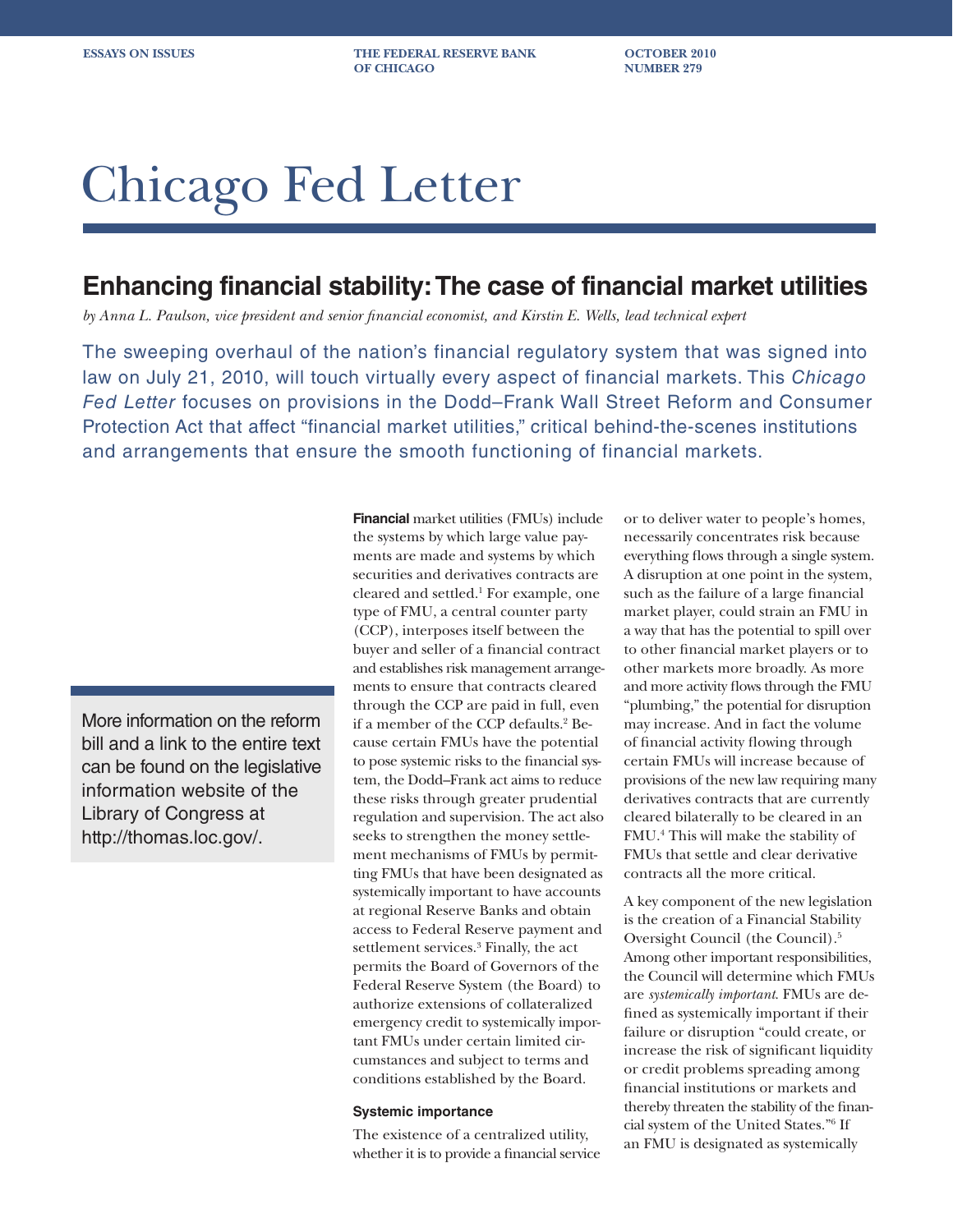ESSAYS ON ISSUES | THE FEDERAL RESERVE BANK OF CHICAGO | OCTOBER 2010 NUMBER 279

# Chicago Fed Letter

## Enhancing financial stability: The case of financial market utilities

*by Anna L. Paulson, vice president and senior financial economist, and Kirstin E. Wells, lead technical expert*

The sweeping overhaul of the nation's financial regulatory system that was signed into law on July 21, 2010, will touch virtually every aspect of financial markets. This *Chicago Fed Letter* focuses on provisions in the Dodd–Frank Wall Street Reform and Consumer Protection Act that affect "financial market utilities," critical behind-the-scenes institutions and arrangements that ensure the smooth functioning of financial markets.

More information on the reform bill and a link to the entire text can be found on the legislative information website of the Library of Congress at http://thomas.loc.gov/.

**Financial** market utilities (FMUs) include the systems by which large value payments are made and systems by which securities and derivatives contracts are cleared and settled.[1] For example, one type of FMU, a central counter party (CCP), interposes itself between the buyer and seller of a financial contract and establishes risk management arrangements to ensure that contracts cleared through the CCP are paid in full, even if a member of the CCP defaults.[2] Because certain FMUs have the potential to pose systemic risks to the financial system, the Dodd–Frank act aims to reduce these risks through greater prudential regulation and supervision. The act also seeks to strengthen the money settlement mechanisms of FMUs by permitting FMUs that have been designated as systemically important to have accounts at regional Reserve Banks and obtain access to Federal Reserve payment and settlement services.[3] Finally, the act permits the Board of Governors of the Federal Reserve System (the Board) to authorize extensions of collateralized emergency credit to systemically important FMUs under certain limited circumstances and subject to terms and conditions established by the Board.

### Systemic importance

The existence of a centralized utility, whether it is to provide a financial service or to deliver water to people's homes, necessarily concentrates risk because everything flows through a single system. A disruption at one point in the system, such as the failure of a large financial market player, could strain an FMU in a way that has the potential to spill over to other financial market players or to other markets more broadly. As more and more activity flows through the FMU "plumbing," the potential for disruption may increase. And in fact the volume of financial activity flowing through certain FMUs will increase because of provisions of the new law requiring many derivatives contracts that are currently cleared bilaterally to be cleared in an FMU.[4] This will make the stability of FMUs that settle and clear derivative contracts all the more critical.

A key component of the new legislation is the creation of a Financial Stability Oversight Council (the Council).[5] Among other important responsibilities, the Council will determine which FMUs are *systemically important*. FMUs are defined as systemically important if their failure or disruption "could create, or increase the risk of significant liquidity or credit problems spreading among financial institutions or markets and thereby threaten the stability of the financial system of the United States."[6] If an FMU is designated as systemically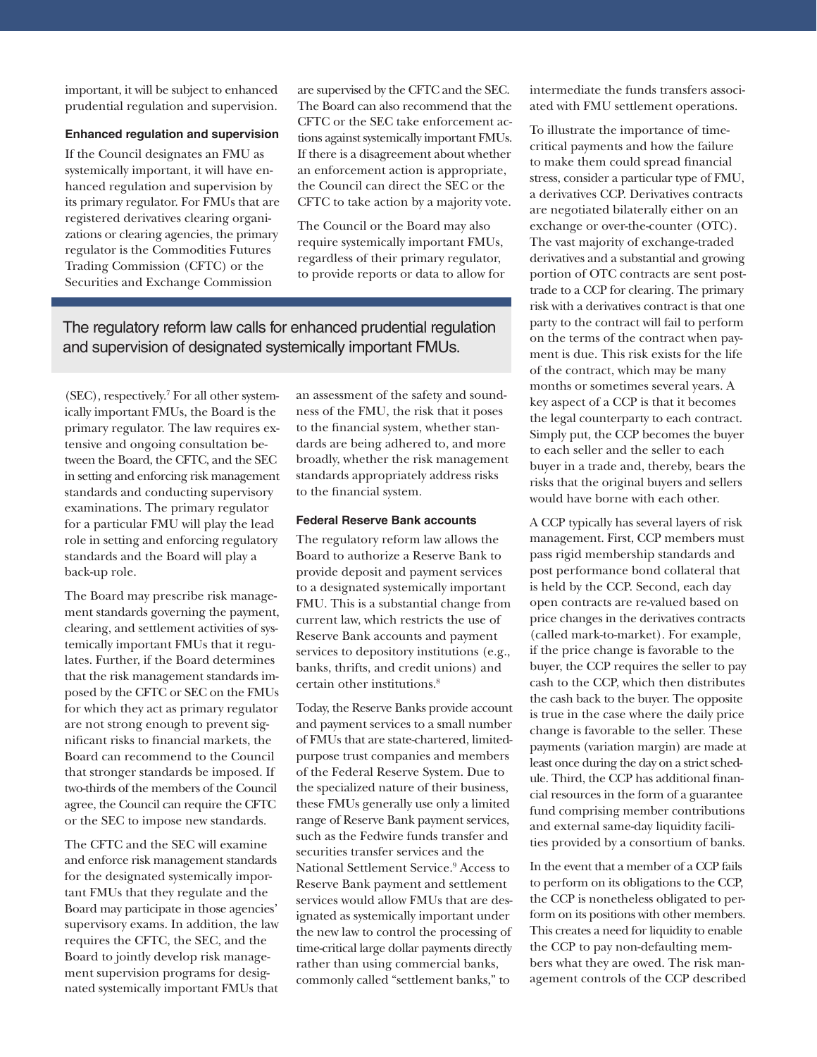important, it will be subject to enhanced prudential regulation and supervision.

#### Enhanced regulation and supervision

If the Council designates an FMU as systemically important, it will have enhanced regulation and supervision by its primary regulator. For FMUs that are registered derivatives clearing organizations or clearing agencies, the primary regulator is the Commodities Futures Trading Commission (CFTC) or the Securities and Exchange Commission (SEC), respectively.[7] For all other systemically important FMUs, the Board is the primary regulator. The law requires extensive and ongoing consultation between the Board, the CFTC, and the SEC in setting and enforcing risk management standards and conducting supervisory examinations. The primary regulator for a particular FMU will play the lead role in setting and enforcing regulatory standards and the Board will play a back-up role.

The Board may prescribe risk management standards governing the payment, clearing, and settlement activities of systemically important FMUs that it regulates. Further, if the Board determines that the risk management standards imposed by the CFTC or SEC on the FMUs for which they act as primary regulator are not strong enough to prevent significant risks to financial markets, the Board can recommend to the Council that stronger standards be imposed. If two-thirds of the members of the Council agree, the Council can require the CFTC or the SEC to impose new standards.

The CFTC and the SEC will examine and enforce risk management standards for the designated systemically important FMUs that they regulate and the Board may participate in those agencies' supervisory exams. In addition, the law requires the CFTC, the SEC, and the Board to jointly develop risk management supervision programs for designated systemically important FMUs that are supervised by the CFTC and the SEC. The Board can also recommend that the CFTC or the SEC take enforcement actions against systemically important FMUs. If there is a disagreement about whether an enforcement action is appropriate, the Council can direct the SEC or the CFTC to take action by a majority vote.

The Council or the Board may also require systemically important FMUs, regardless of their primary regulator, to provide reports or data to allow for an assessment of the safety and soundness of the FMU, the risk that it poses to the financial system, whether standards are being adhered to, and more broadly, whether the risk management standards appropriately address risks to the financial system.

> The regulatory reform law calls for enhanced prudential regulation and supervision of designated systemically important FMUs.

#### Federal Reserve Bank accounts

The regulatory reform law allows the Board to authorize a Reserve Bank to provide deposit and payment services to a designated systemically important FMU. This is a substantial change from current law, which restricts the use of Reserve Bank accounts and payment services to depository institutions (e.g., banks, thrifts, and credit unions) and certain other institutions.[8]

Today, the Reserve Banks provide account and payment services to a small number of FMUs that are state-chartered, limited-purpose trust companies and members of the Federal Reserve System. Due to the specialized nature of their business, these FMUs generally use only a limited range of Reserve Bank payment services, such as the Fedwire funds transfer and securities transfer services and the National Settlement Service.[9] Access to Reserve Bank payment and settlement services would allow FMUs that are designated as systemically important under the new law to control the processing of time-critical large dollar payments directly rather than using commercial banks, commonly called "settlement banks," to intermediate the funds transfers associated with FMU settlement operations.

To illustrate the importance of time-critical payments and how the failure to make them could spread financial stress, consider a particular type of FMU, a derivatives CCP. Derivatives contracts are negotiated bilaterally either on an exchange or over-the-counter (OTC). The vast majority of exchange-traded derivatives and a substantial and growing portion of OTC contracts are sent post-trade to a CCP for clearing. The primary risk with a derivatives contract is that one party to the contract will fail to perform on the terms of the contract when payment is due. This risk exists for the life of the contract, which may be many months or sometimes several years. A key aspect of a CCP is that it becomes the legal counterparty to each contract. Simply put, the CCP becomes the buyer to each seller and the seller to each buyer in a trade and, thereby, bears the risks that the original buyers and sellers would have borne with each other.

A CCP typically has several layers of risk management. First, CCP members must pass rigid membership standards and post performance bond collateral that is held by the CCP. Second, each day open contracts are re-valued based on price changes in the derivatives contracts (called mark-to-market). For example, if the price change is favorable to the buyer, the CCP requires the seller to pay cash to the CCP, which then distributes the cash back to the buyer. The opposite is true in the case where the daily price change is favorable to the seller. These payments (variation margin) are made at least once during the day on a strict schedule. Third, the CCP has additional financial resources in the form of a guarantee fund comprising member contributions and external same-day liquidity facilities provided by a consortium of banks.

In the event that a member of a CCP fails to perform on its obligations to the CCP, the CCP is nonetheless obligated to perform on its positions with other members. This creates a need for liquidity to enable the CCP to pay non-defaulting members what they are owed. The risk management controls of the CCP described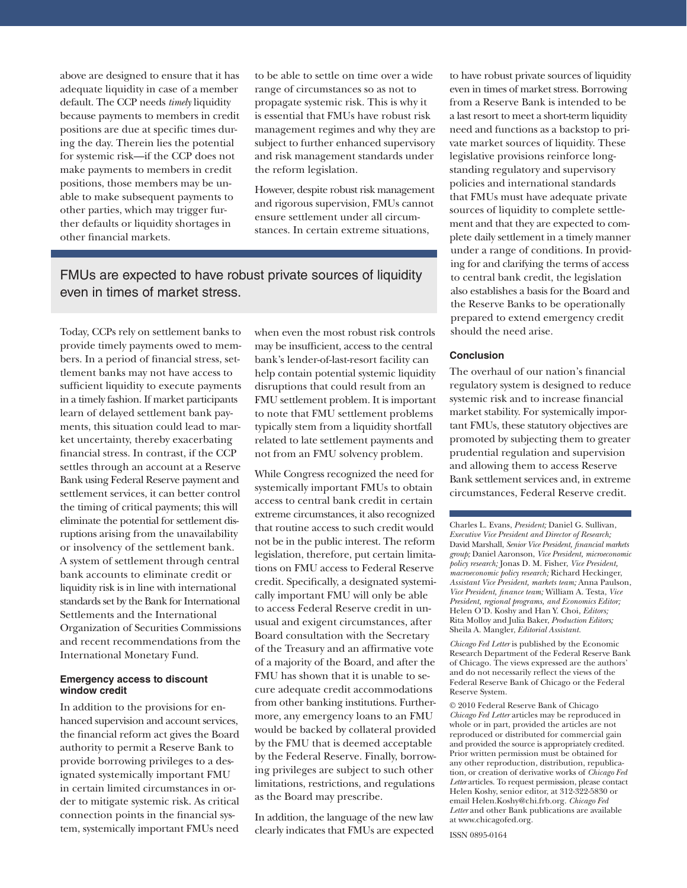above are designed to ensure that it has adequate liquidity in case of a member default. The CCP needs *timely* liquidity because payments to members in credit positions are due at specific times during the day. Therein lies the potential for systemic risk—if the CCP does not make payments to members in credit positions, those members may be unable to make subsequent payments to other parties, which may trigger further defaults or liquidity shortages in other financial markets.

Today, CCPs rely on settlement banks to provide timely payments owed to members. In a period of financial stress, settlement banks may not have access to sufficient liquidity to execute payments in a timely fashion. If market participants learn of delayed settlement bank payments, this situation could lead to market uncertainty, thereby exacerbating financial stress. In contrast, if the CCP settles through an account at a Reserve Bank using Federal Reserve payment and settlement services, it can better control the timing of critical payments; this will eliminate the potential for settlement disruptions arising from the unavailability or insolvency of the settlement bank. A system of settlement through central bank accounts to eliminate credit or liquidity risk is in line with international standards set by the Bank for International Settlements and the International Organization of Securities Commissions and recent recommendations from the International Monetary Fund.

#### Emergency access to discount window credit

In addition to the provisions for enhanced supervision and account services, the financial reform act gives the Board authority to permit a Reserve Bank to provide borrowing privileges to a designated systemically important FMU in certain limited circumstances in order to mitigate systemic risk. As critical connection points in the financial system, systemically important FMUs need to be able to settle on time over a wide range of circumstances so as not to propagate systemic risk. This is why it is essential that FMUs have robust risk management regimes and why they are subject to further enhanced supervisory and risk management standards under the reform legislation.

However, despite robust risk management and rigorous supervision, FMUs cannot ensure settlement under all circumstances. In certain extreme situations, when even the most robust risk controls may be insufficient, access to the central bank's lender-of-last-resort facility can help contain potential systemic liquidity disruptions that could result from an FMU settlement problem. It is important to note that FMU settlement problems typically stem from a liquidity shortfall related to late settlement payments and not from an FMU solvency problem.

While Congress recognized the need for systemically important FMUs to obtain access to central bank credit in certain extreme circumstances, it also recognized that routine access to such credit would not be in the public interest. The reform legislation, therefore, put certain limitations on FMU access to Federal Reserve credit. Specifically, a designated systemically important FMU will only be able to access Federal Reserve credit in unusual and exigent circumstances, after Board consultation with the Secretary of the Treasury and an affirmative vote of a majority of the Board, and after the FMU has shown that it is unable to secure adequate credit accommodations from other banking institutions. Furthermore, any emergency loans to an FMU would be backed by collateral provided by the FMU that is deemed acceptable by the Federal Reserve. Finally, borrowing privileges are subject to such other limitations, restrictions, and regulations as the Board may prescribe.

In addition, the language of the new law clearly indicates that FMUs are expected to have robust private sources of liquidity even in times of market stress. Borrowing from a Reserve Bank is intended to be a last resort to meet a short-term liquidity need and functions as a backstop to private market sources of liquidity. These legislative provisions reinforce long-standing regulatory and supervisory policies and international standards that FMUs must have adequate private sources of liquidity to complete settlement and that they are expected to complete daily settlement in a timely manner under a range of conditions. In providing for and clarifying the terms of access to central bank credit, the legislation also establishes a basis for the Board and the Reserve Banks to be operationally prepared to extend emergency credit should the need arise.

> FMUs are expected to have robust private sources of liquidity even in times of market stress.

#### Conclusion

The overhaul of our nation's financial regulatory system is designed to reduce systemic risk and to increase financial market stability. For systemically important FMUs, these statutory objectives are promoted by subjecting them to greater prudential regulation and supervision and allowing them to access Reserve Bank settlement services and, in extreme circumstances, Federal Reserve credit.

---

Charles L. Evans, *President;* Daniel G. Sullivan, *Executive Vice President and Director of Research;* David Marshall, *Senior Vice President, financial markets group;* Daniel Aaronson, *Vice President, microeconomic policy research;* Jonas D. M. Fisher, *Vice President, macroeconomic policy research;* Richard Heckinger, *Assistant Vice President, markets team;* Anna Paulson, *Vice President, finance team;* William A. Testa, *Vice President, regional programs, and Economics Editor;* Helen O'D. Koshy and Han Y. Choi, *Editors;* Rita Molloy and Julia Baker, *Production Editors;* Sheila A. Mangler, *Editorial Assistant.*

*Chicago Fed Letter* is published by the Economic Research Department of the Federal Reserve Bank of Chicago. The views expressed are the authors' and do not necessarily reflect the views of the Federal Reserve Bank of Chicago or the Federal Reserve System.

© 2010 Federal Reserve Bank of Chicago
*Chicago Fed Letter* articles may be reproduced in whole or in part, provided the articles are not reproduced or distributed for commercial gain and provided the source is appropriately credited. Prior written permission must be obtained for any other reproduction, distribution, republication, or creation of derivative works of *Chicago Fed Letter* articles. To request permission, please contact Helen Koshy, senior editor, at 312-322-5830 or email Helen.Koshy@chi.frb.org. *Chicago Fed Letter* and other Bank publications are available at www.chicagofed.org.

ISSN 0895-0164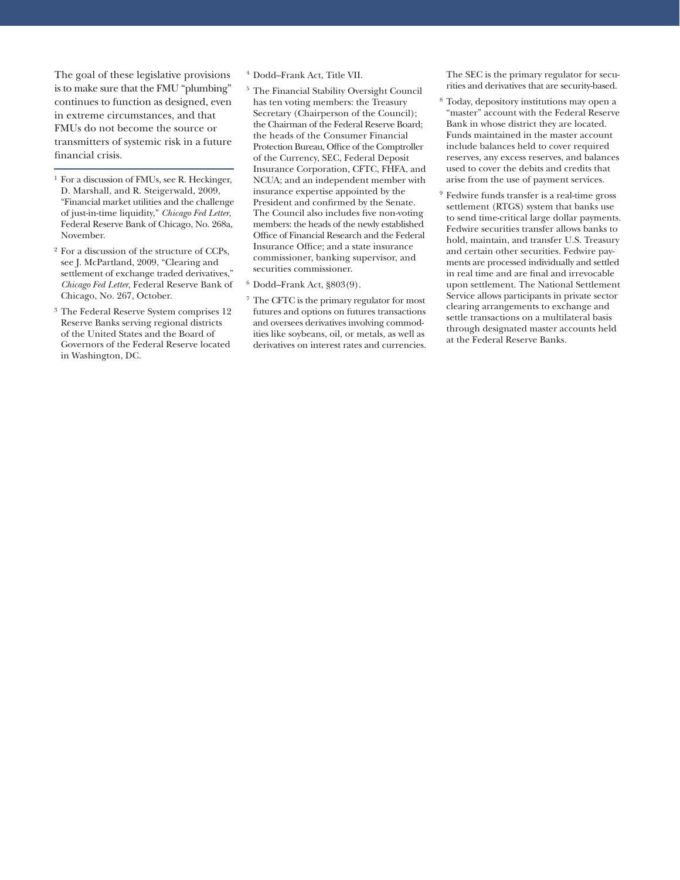The goal of these legislative provisions is to make sure that the FMU "plumbing" continues to function as designed, even in extreme circumstances, and that FMUs do not become the source or transmitters of systemic risk in a future financial crisis.

---

[1] For a discussion of FMUs, see R. Heckinger, D. Marshall, and R. Steigerwald, 2009, "Financial market utilities and the challenge of just-in-time liquidity," *Chicago Fed Letter*, Federal Reserve Bank of Chicago, No. 268a, November.

[2] For a discussion of the structure of CCPs, see J. McPartland, 2009, "Clearing and settlement of exchange traded derivatives," *Chicago Fed Letter*, Federal Reserve Bank of Chicago, No. 267, October.

[3] The Federal Reserve System comprises 12 Reserve Banks serving regional districts of the United States and the Board of Governors of the Federal Reserve located in Washington, DC.

[4] Dodd–Frank Act, Title VII.

[5] The Financial Stability Oversight Council has ten voting members: the Treasury Secretary (Chairperson of the Council); the Chairman of the Federal Reserve Board; the heads of the Consumer Financial Protection Bureau, Office of the Comptroller of the Currency, SEC, Federal Deposit Insurance Corporation, CFTC, FHFA, and NCUA; and an independent member with insurance expertise appointed by the President and confirmed by the Senate. The Council also includes five non-voting members: the heads of the newly established Office of Financial Research and the Federal Insurance Office; and a state insurance commissioner, banking supervisor, and securities commissioner.

[6] Dodd–Frank Act, §803(9).

[7] The CFTC is the primary regulator for most futures and options on futures transactions and oversees derivatives involving commodities like soybeans, oil, or metals, as well as derivatives on interest rates and currencies. The SEC is the primary regulator for securities and derivatives that are security-based.

[8] Today, depository institutions may open a "master" account with the Federal Reserve Bank in whose district they are located. Funds maintained in the master account include balances held to cover required reserves, any excess reserves, and balances used to cover the debits and credits that arise from the use of payment services.

[9] Fedwire funds transfer is a real-time gross settlement (RTGS) system that banks use to send time-critical large dollar payments. Fedwire securities transfer allows banks to hold, maintain, and transfer U.S. Treasury and certain other securities. Fedwire payments are processed individually and settled in real time and are final and irrevocable upon settlement. The National Settlement Service allows participants in private sector clearing arrangements to exchange and settle transactions on a multilateral basis through designated master accounts held at the Federal Reserve Banks.